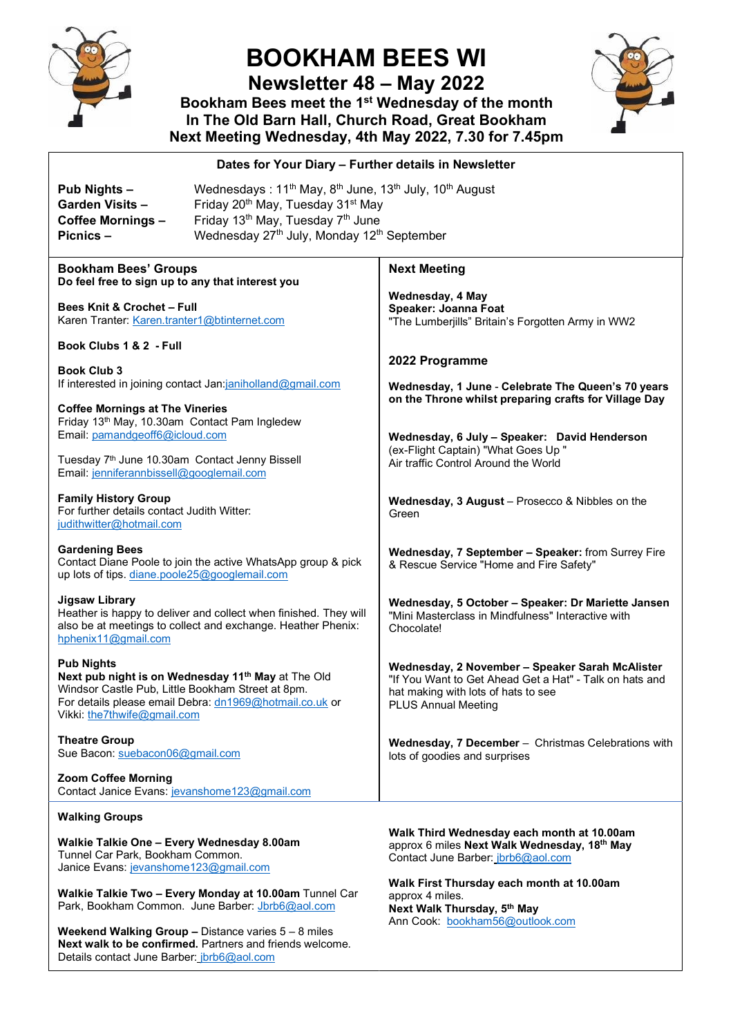# BOOKHAM BEES WI

## Newsletter 48 – May 2022

**Bookham Bees meet the 1st Wednesday of the month**
**In The Old Barn Hall, Church Road, Great Bookham**
**Next Meeting Wednesday, 4th May 2022, 7.30 for 7.45pm**

### Dates for Your Diary – Further details in Newsletter

**Pub Nights –** Wednesdays : 11th May, 8th June, 13th July, 10th August
**Garden Visits –** Friday 20th May, Tuesday 31st May
**Coffee Mornings –** Friday 13th May, Tuesday 7th June
**Picnics –** Wednesday 27th July, Monday 12th September

### Bookham Bees' Groups

**Do feel free to sign up to any that interest you**

**Bees Knit & Crochet – Full**
Karen Tranter: Karen.tranter1@btinternet.com

**Book Clubs 1 & 2 - Full**

**Book Club 3**
If interested in joining contact Jan:janiholland@gmail.com

**Coffee Mornings at The Vineries**
Friday 13th May, 10.30am Contact Pam Ingledew
Email: pamandgeoff6@icloud.com

Tuesday 7th June 10.30am Contact Jenny Bissell
Email: jenniferannbissell@googlemail.com

**Family History Group**
For further details contact Judith Witter:
judithwitter@hotmail.com

**Gardening Bees**
Contact Diane Poole to join the active WhatsApp group & pick up lots of tips. diane.poole25@googlemail.com

**Jigsaw Library**
Heather is happy to deliver and collect when finished. They will also be at meetings to collect and exchange. Heather Phenix: hphenix11@gmail.com

**Pub Nights**
**Next pub night is on Wednesday 11th May** at The Old Windsor Castle Pub, Little Bookham Street at 8pm.
For details please email Debra: dn1969@hotmail.co.uk or Vikki: the7thwife@gmail.com

**Theatre Group**
Sue Bacon: suebacon06@gmail.com

**Zoom Coffee Morning**
Contact Janice Evans: jevanshome123@gmail.com

### Next Meeting

**Wednesday, 4 May**
**Speaker: Joanna Foat**
"The Lumberjills" Britain's Forgotten Army in WW2

### 2022 Programme

**Wednesday, 1 June - Celebrate The Queen's 70 years on the Throne whilst preparing crafts for Village Day**

**Wednesday, 6 July – Speaker: David Henderson**
(ex-Flight Captain) "What Goes Up "
Air traffic Control Around the World

**Wednesday, 3 August** – Prosecco & Nibbles on the Green

**Wednesday, 7 September – Speaker:** from Surrey Fire & Rescue Service "Home and Fire Safety"

**Wednesday, 5 October – Speaker: Dr Mariette Jansen**
"Mini Masterclass in Mindfulness" Interactive with Chocolate!

**Wednesday, 2 November – Speaker Sarah McAlister**
"If You Want to Get Ahead Get a Hat" - Talk on hats and hat making with lots of hats to see
PLUS Annual Meeting

**Wednesday, 7 December** – Christmas Celebrations with lots of goodies and surprises

### Walking Groups

**Walkie Talkie One – Every Wednesday 8.00am**
Tunnel Car Park, Bookham Common.
Janice Evans: jevanshome123@gmail.com

**Walkie Talkie Two – Every Monday at 10.00am** Tunnel Car Park, Bookham Common. June Barber: Jbrb6@aol.com

**Weekend Walking Group –** Distance varies 5 – 8 miles
**Next walk to be confirmed.** Partners and friends welcome.
Details contact June Barber: jbrb6@aol.com

**Walk Third Wednesday each month at 10.00am**
approx 6 miles **Next Walk Wednesday, 18th May**
Contact June Barber: jbrb6@aol.com

**Walk First Thursday each month at 10.00am**
approx 4 miles.
**Next Walk Thursday, 5th May**
Ann Cook: bookham56@outlook.com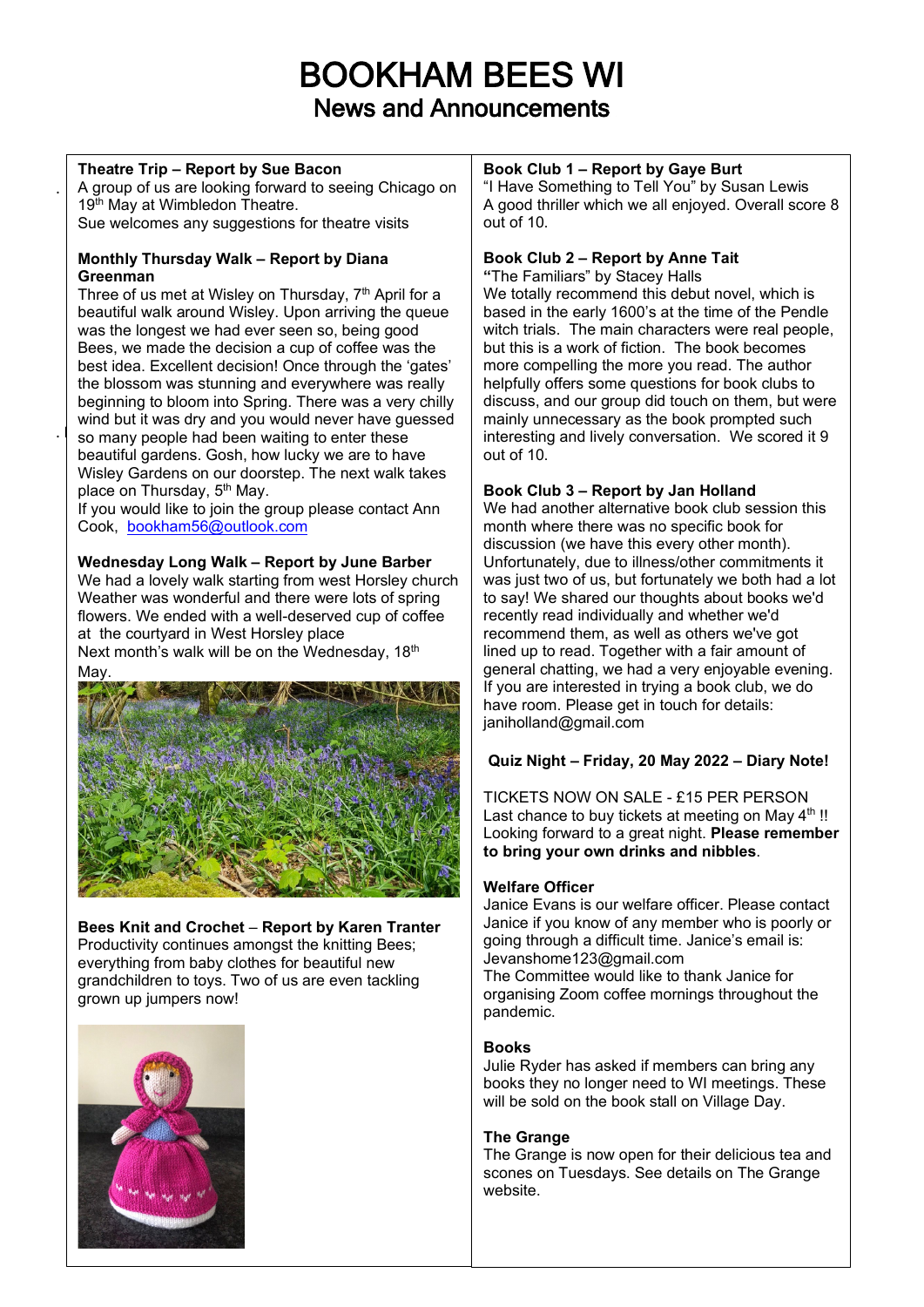# BOOKHAM BEES WI

## News and Announcements

**Theatre Trip – Report by Sue Bacon**

A group of us are looking forward to seeing Chicago on 19th May at Wimbledon Theatre.
Sue welcomes any suggestions for theatre visits

**Monthly Thursday Walk – Report by Diana Greenman**

Three of us met at Wisley on Thursday, 7th April for a beautiful walk around Wisley. Upon arriving the queue was the longest we had ever seen so, being good Bees, we made the decision a cup of coffee was the best idea. Excellent decision! Once through the 'gates' the blossom was stunning and everywhere was really beginning to bloom into Spring. There was a very chilly wind but it was dry and you would never have guessed so many people had been waiting to enter these beautiful gardens. Gosh, how lucky we are to have Wisley Gardens on our doorstep. The next walk takes place on Thursday, 5th May.
If you would like to join the group please contact Ann Cook, bookham56@outlook.com

**Wednesday Long Walk – Report by June Barber**

We had a lovely walk starting from west Horsley church Weather was wonderful and there were lots of spring flowers. We ended with a well-deserved cup of coffee at the courtyard in West Horsley place
Next month's walk will be on the Wednesday, 18th May.

**Bees Knit and Crochet** – **Report by Karen Tranter**

Productivity continues amongst the knitting Bees; everything from baby clothes for beautiful new grandchildren to toys. Two of us are even tackling grown up jumpers now!

**Book Club 1 – Report by Gaye Burt**

"I Have Something to Tell You" by Susan Lewis
A good thriller which we all enjoyed. Overall score 8 out of 10.

**Book Club 2 – Report by Anne Tait**

**"**The Familiars" by Stacey Halls
We totally recommend this debut novel, which is based in the early 1600's at the time of the Pendle witch trials. The main characters were real people, but this is a work of fiction. The book becomes more compelling the more you read. The author helpfully offers some questions for book clubs to discuss, and our group did touch on them, but were mainly unnecessary as the book prompted such interesting and lively conversation. We scored it 9 out of 10.

**Book Club 3 – Report by Jan Holland**

We had another alternative book club session this month where there was no specific book for discussion (we have this every other month). Unfortunately, due to illness/other commitments it was just two of us, but fortunately we both had a lot to say! We shared our thoughts about books we'd recently read individually and whether we'd recommend them, as well as others we've got lined up to read. Together with a fair amount of general chatting, we had a very enjoyable evening. If you are interested in trying a book club, we do have room. Please get in touch for details: janiholland@gmail.com

**Quiz Night – Friday, 20 May 2022 – Diary Note!**

TICKETS NOW ON SALE - £15 PER PERSON
Last chance to buy tickets at meeting on May 4th !!
Looking forward to a great night. **Please remember to bring your own drinks and nibbles**.

**Welfare Officer**

Janice Evans is our welfare officer. Please contact Janice if you know of any member who is poorly or going through a difficult time. Janice's email is: Jevanshome123@gmail.com
The Committee would like to thank Janice for organising Zoom coffee mornings throughout the pandemic.

**Books**

Julie Ryder has asked if members can bring any books they no longer need to WI meetings. These will be sold on the book stall on Village Day.

**The Grange**

The Grange is now open for their delicious tea and scones on Tuesdays. See details on The Grange website.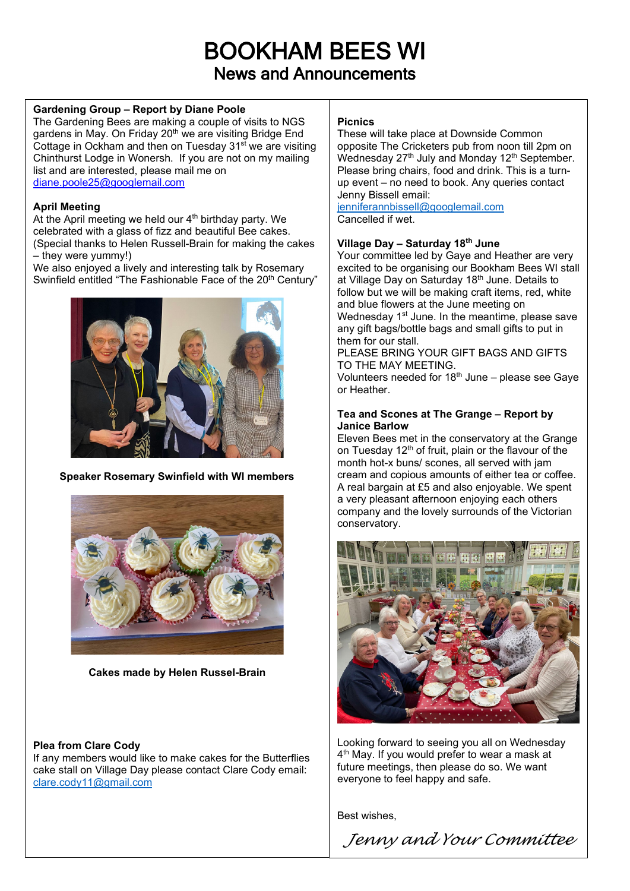# BOOKHAM BEES WI

## News and Announcements

**Gardening Group – Report by Diane Poole**

The Gardening Bees are making a couple of visits to NGS gardens in May. On Friday 20th we are visiting Bridge End Cottage in Ockham and then on Tuesday 31st we are visiting Chinthurst Lodge in Wonersh. If you are not on my mailing list and are interested, please mail me on diane.poole25@googlemail.com

**April Meeting**

At the April meeting we held our 4th birthday party. We celebrated with a glass of fizz and beautiful Bee cakes. (Special thanks to Helen Russell-Brain for making the cakes – they were yummy!)

We also enjoyed a lively and interesting talk by Rosemary Swinfield entitled "The Fashionable Face of the 20th Century"

**Speaker Rosemary Swinfield with WI members**

**Cakes made by Helen Russel-Brain**

**Plea from Clare Cody**

If any members would like to make cakes for the Butterflies cake stall on Village Day please contact Clare Cody email: clare.cody11@gmail.com

**Picnics**

These will take place at Downside Common opposite The Cricketers pub from noon till 2pm on Wednesday 27th July and Monday 12th September. Please bring chairs, food and drink. This is a turn-up event – no need to book. Any queries contact Jenny Bissell email: jenniferannbissell@googlemail.com

Cancelled if wet.

**Village Day – Saturday 18th June**

Your committee led by Gaye and Heather are very excited to be organising our Bookham Bees WI stall at Village Day on Saturday 18th June. Details to follow but we will be making craft items, red, white and blue flowers at the June meeting on Wednesday 1st June. In the meantime, please save any gift bags/bottle bags and small gifts to put in them for our stall.

PLEASE BRING YOUR GIFT BAGS AND GIFTS TO THE MAY MEETING.

Volunteers needed for 18th June – please see Gaye or Heather.

**Tea and Scones at The Grange – Report by Janice Barlow**

Eleven Bees met in the conservatory at the Grange on Tuesday 12th of fruit, plain or the flavour of the month hot-x buns/ scones, all served with jam cream and copious amounts of either tea or coffee. A real bargain at £5 and also enjoyable. We spent a very pleasant afternoon enjoying each others company and the lovely surrounds of the Victorian conservatory.

Looking forward to seeing you all on Wednesday 4th May. If you would prefer to wear a mask at future meetings, then please do so. We want everyone to feel happy and safe.

Best wishes,

*Jenny and Your Committee*